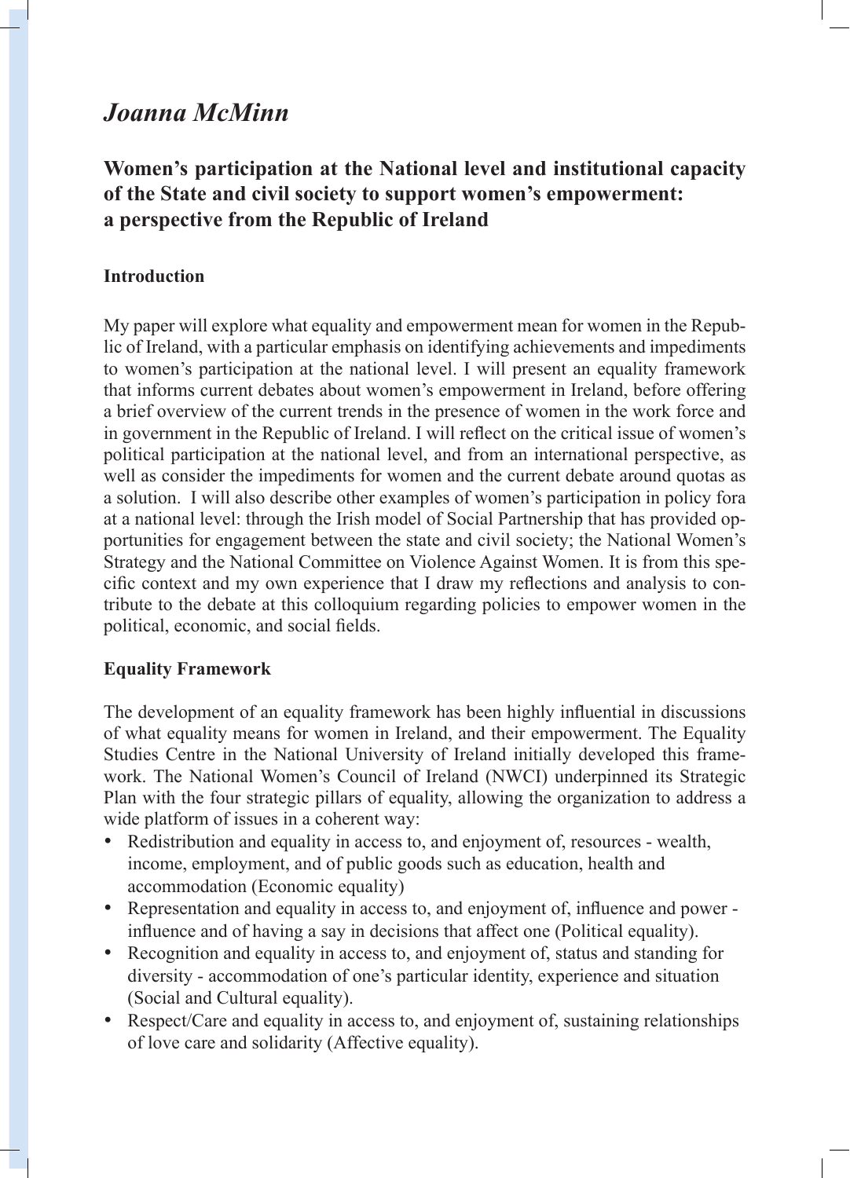# *Joanna McMinn*

## Women's participation at the National level and institutional capacity of the State and civil society to support women's empowerment: a perspective from the Republic of Ireland

### Introduction

My paper will explore what equality and empowerment mean for women in the Republic of Ireland, with a particular emphasis on identifying achievements and impediments to women's participation at the national level. I will present an equality framework that informs current debates about women's empowerment in Ireland, before offering a brief overview of the current trends in the presence of women in the work force and in government in the Republic of Ireland. I will reflect on the critical issue of women's political participation at the national level, and from an international perspective, as well as consider the impediments for women and the current debate around quotas as a solution. I will also describe other examples of women's participation in policy fora at a national level: through the Irish model of Social Partnership that has provided opportunities for engagement between the state and civil society; the National Women's Strategy and the National Committee on Violence Against Women. It is from this specific context and my own experience that I draw my reflections and analysis to contribute to the debate at this colloquium regarding policies to empower women in the political, economic, and social fields.

### Equality Framework

The development of an equality framework has been highly influential in discussions of what equality means for women in Ireland, and their empowerment. The Equality Studies Centre in the National University of Ireland initially developed this framework. The National Women's Council of Ireland (NWCI) underpinned its Strategic Plan with the four strategic pillars of equality, allowing the organization to address a wide platform of issues in a coherent way:

- Redistribution and equality in access to, and enjoyment of, resources - wealth, income, employment, and of public goods such as education, health and accommodation (Economic equality)
- Representation and equality in access to, and enjoyment of, influence and power - influence and of having a say in decisions that affect one (Political equality).
- Recognition and equality in access to, and enjoyment of, status and standing for diversity - accommodation of one's particular identity, experience and situation (Social and Cultural equality).
- Respect/Care and equality in access to, and enjoyment of, sustaining relationships of love care and solidarity (Affective equality).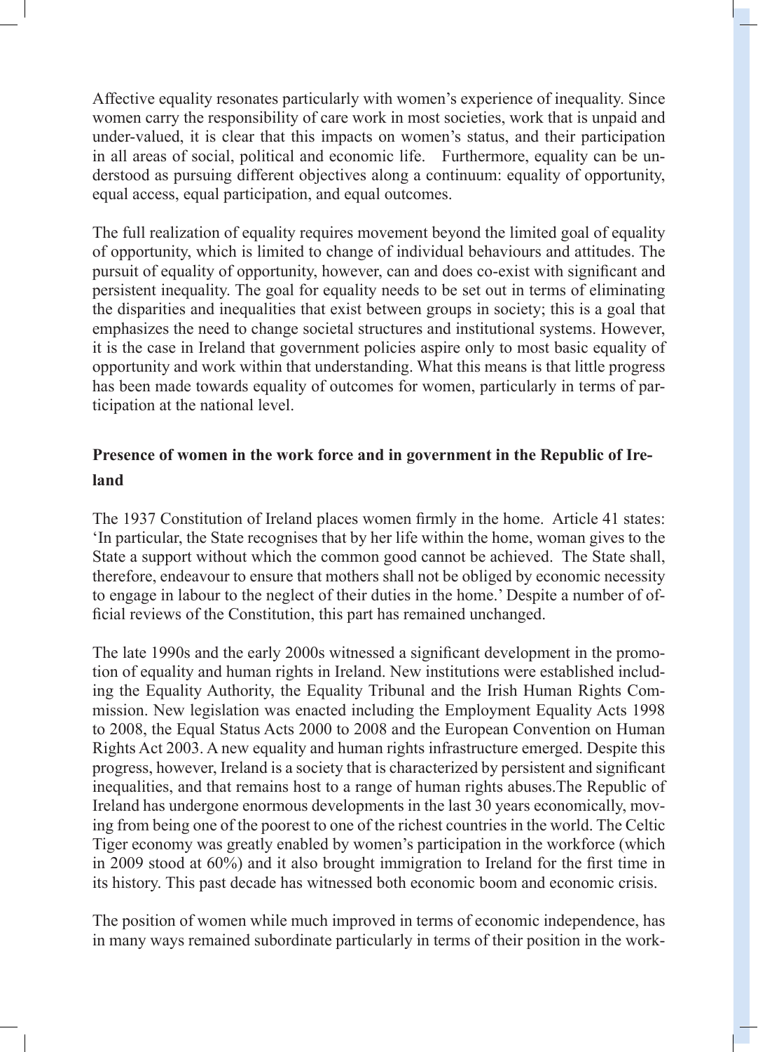Affective equality resonates particularly with women's experience of inequality. Since women carry the responsibility of care work in most societies, work that is unpaid and under-valued, it is clear that this impacts on women's status, and their participation in all areas of social, political and economic life. Furthermore, equality can be understood as pursuing different objectives along a continuum: equality of opportunity, equal access, equal participation, and equal outcomes.

The full realization of equality requires movement beyond the limited goal of equality of opportunity, which is limited to change of individual behaviours and attitudes. The pursuit of equality of opportunity, however, can and does co-exist with significant and persistent inequality. The goal for equality needs to be set out in terms of eliminating the disparities and inequalities that exist between groups in society; this is a goal that emphasizes the need to change societal structures and institutional systems. However, it is the case in Ireland that government policies aspire only to most basic equality of opportunity and work within that understanding. What this means is that little progress has been made towards equality of outcomes for women, particularly in terms of participation at the national level.

**Presence of women in the work force and in government in the Republic of Ireland**

The 1937 Constitution of Ireland places women firmly in the home. Article 41 states: 'In particular, the State recognises that by her life within the home, woman gives to the State a support without which the common good cannot be achieved. The State shall, therefore, endeavour to ensure that mothers shall not be obliged by economic necessity to engage in labour to the neglect of their duties in the home.' Despite a number of official reviews of the Constitution, this part has remained unchanged.

The late 1990s and the early 2000s witnessed a significant development in the promotion of equality and human rights in Ireland. New institutions were established including the Equality Authority, the Equality Tribunal and the Irish Human Rights Commission. New legislation was enacted including the Employment Equality Acts 1998 to 2008, the Equal Status Acts 2000 to 2008 and the European Convention on Human Rights Act 2003. A new equality and human rights infrastructure emerged. Despite this progress, however, Ireland is a society that is characterized by persistent and significant inequalities, and that remains host to a range of human rights abuses.The Republic of Ireland has undergone enormous developments in the last 30 years economically, moving from being one of the poorest to one of the richest countries in the world. The Celtic Tiger economy was greatly enabled by women's participation in the workforce (which in 2009 stood at 60%) and it also brought immigration to Ireland for the first time in its history. This past decade has witnessed both economic boom and economic crisis.

The position of women while much improved in terms of economic independence, has in many ways remained subordinate particularly in terms of their position in the work-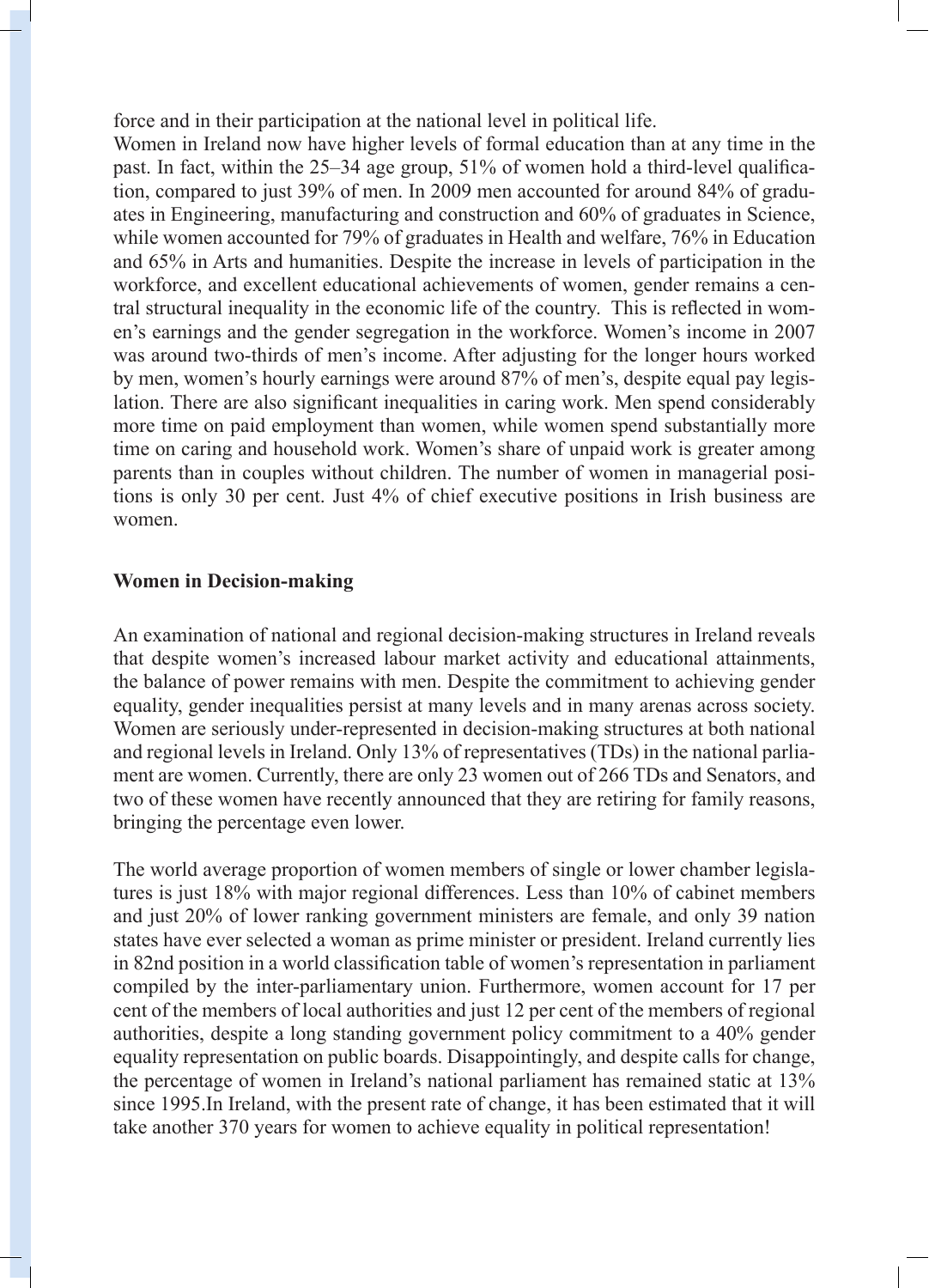force and in their participation at the national level in political life.

Women in Ireland now have higher levels of formal education than at any time in the past. In fact, within the 25–34 age group, 51% of women hold a third-level qualification, compared to just 39% of men. In 2009 men accounted for around 84% of graduates in Engineering, manufacturing and construction and 60% of graduates in Science, while women accounted for 79% of graduates in Health and welfare, 76% in Education and 65% in Arts and humanities. Despite the increase in levels of participation in the workforce, and excellent educational achievements of women, gender remains a central structural inequality in the economic life of the country. This is reflected in women's earnings and the gender segregation in the workforce. Women's income in 2007 was around two-thirds of men's income. After adjusting for the longer hours worked by men, women's hourly earnings were around 87% of men's, despite equal pay legislation. There are also significant inequalities in caring work. Men spend considerably more time on paid employment than women, while women spend substantially more time on caring and household work. Women's share of unpaid work is greater among parents than in couples without children. The number of women in managerial positions is only 30 per cent. Just 4% of chief executive positions in Irish business are women.

**Women in Decision-making**

An examination of national and regional decision-making structures in Ireland reveals that despite women's increased labour market activity and educational attainments, the balance of power remains with men. Despite the commitment to achieving gender equality, gender inequalities persist at many levels and in many arenas across society. Women are seriously under-represented in decision-making structures at both national and regional levels in Ireland. Only 13% of representatives (TDs) in the national parliament are women. Currently, there are only 23 women out of 266 TDs and Senators, and two of these women have recently announced that they are retiring for family reasons, bringing the percentage even lower.

The world average proportion of women members of single or lower chamber legislatures is just 18% with major regional differences. Less than 10% of cabinet members and just 20% of lower ranking government ministers are female, and only 39 nation states have ever selected a woman as prime minister or president. Ireland currently lies in 82nd position in a world classification table of women's representation in parliament compiled by the inter-parliamentary union. Furthermore, women account for 17 per cent of the members of local authorities and just 12 per cent of the members of regional authorities, despite a long standing government policy commitment to a 40% gender equality representation on public boards. Disappointingly, and despite calls for change, the percentage of women in Ireland's national parliament has remained static at 13% since 1995.In Ireland, with the present rate of change, it has been estimated that it will take another 370 years for women to achieve equality in political representation!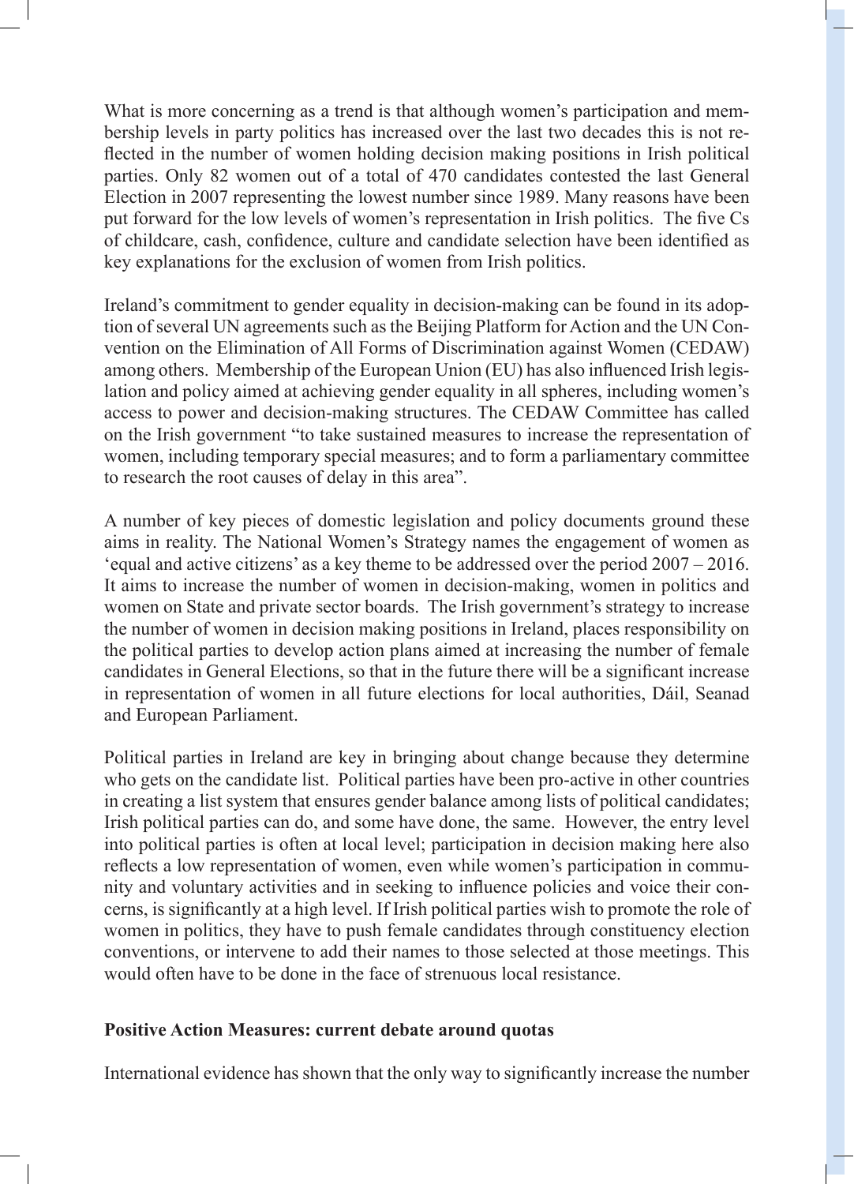What is more concerning as a trend is that although women's participation and membership levels in party politics has increased over the last two decades this is not reflected in the number of women holding decision making positions in Irish political parties. Only 82 women out of a total of 470 candidates contested the last General Election in 2007 representing the lowest number since 1989. Many reasons have been put forward for the low levels of women's representation in Irish politics. The five Cs of childcare, cash, confidence, culture and candidate selection have been identified as key explanations for the exclusion of women from Irish politics.

Ireland's commitment to gender equality in decision-making can be found in its adoption of several UN agreements such as the Beijing Platform for Action and the UN Convention on the Elimination of All Forms of Discrimination against Women (CEDAW) among others. Membership of the European Union (EU) has also influenced Irish legislation and policy aimed at achieving gender equality in all spheres, including women's access to power and decision-making structures. The CEDAW Committee has called on the Irish government "to take sustained measures to increase the representation of women, including temporary special measures; and to form a parliamentary committee to research the root causes of delay in this area".

A number of key pieces of domestic legislation and policy documents ground these aims in reality. The National Women's Strategy names the engagement of women as 'equal and active citizens' as a key theme to be addressed over the period 2007 – 2016. It aims to increase the number of women in decision-making, women in politics and women on State and private sector boards. The Irish government's strategy to increase the number of women in decision making positions in Ireland, places responsibility on the political parties to develop action plans aimed at increasing the number of female candidates in General Elections, so that in the future there will be a significant increase in representation of women in all future elections for local authorities, Dáil, Seanad and European Parliament.

Political parties in Ireland are key in bringing about change because they determine who gets on the candidate list. Political parties have been pro-active in other countries in creating a list system that ensures gender balance among lists of political candidates; Irish political parties can do, and some have done, the same. However, the entry level into political parties is often at local level; participation in decision making here also reflects a low representation of women, even while women's participation in community and voluntary activities and in seeking to influence policies and voice their concerns, is significantly at a high level. If Irish political parties wish to promote the role of women in politics, they have to push female candidates through constituency election conventions, or intervene to add their names to those selected at those meetings. This would often have to be done in the face of strenuous local resistance.

**Positive Action Measures: current debate around quotas**

International evidence has shown that the only way to significantly increase the number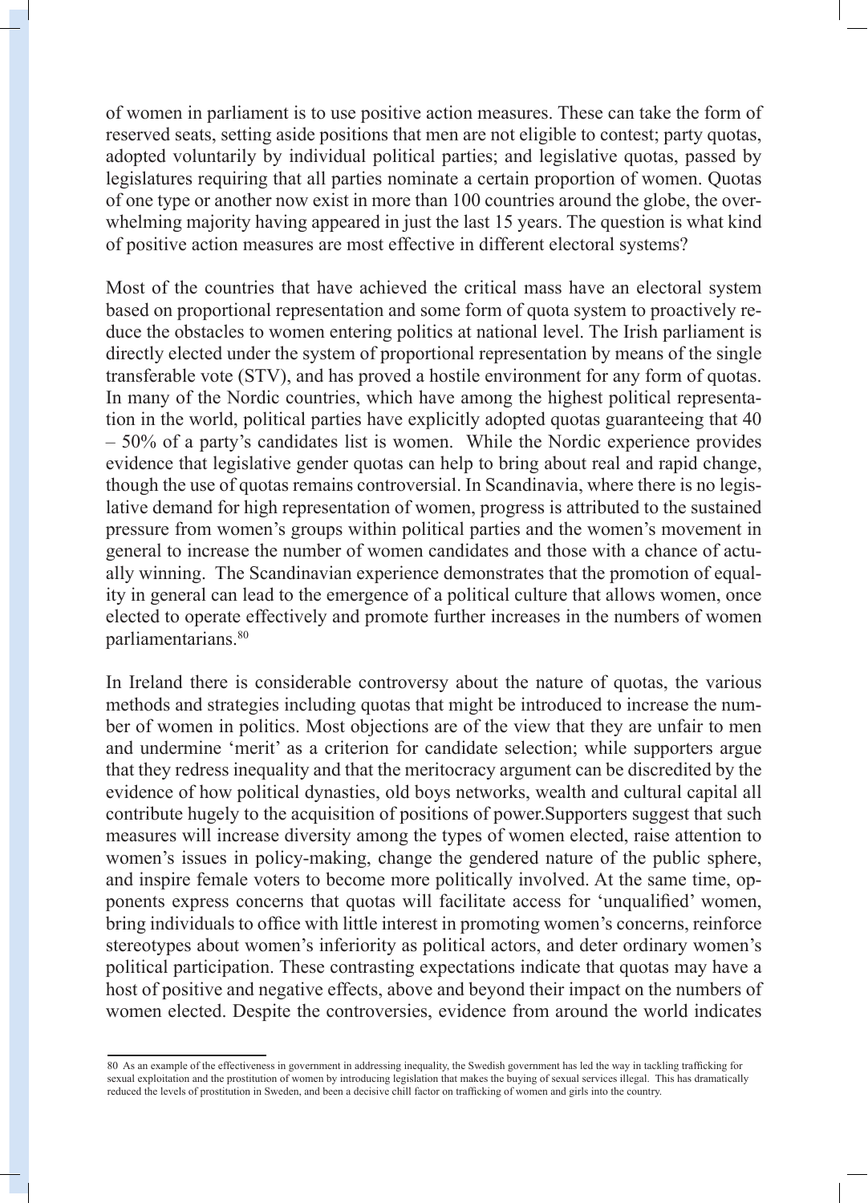of women in parliament is to use positive action measures. These can take the form of reserved seats, setting aside positions that men are not eligible to contest; party quotas, adopted voluntarily by individual political parties; and legislative quotas, passed by legislatures requiring that all parties nominate a certain proportion of women. Quotas of one type or another now exist in more than 100 countries around the globe, the overwhelming majority having appeared in just the last 15 years. The question is what kind of positive action measures are most effective in different electoral systems?

Most of the countries that have achieved the critical mass have an electoral system based on proportional representation and some form of quota system to proactively reduce the obstacles to women entering politics at national level. The Irish parliament is directly elected under the system of proportional representation by means of the single transferable vote (STV), and has proved a hostile environment for any form of quotas. In many of the Nordic countries, which have among the highest political representation in the world, political parties have explicitly adopted quotas guaranteeing that 40 – 50% of a party's candidates list is women. While the Nordic experience provides evidence that legislative gender quotas can help to bring about real and rapid change, though the use of quotas remains controversial. In Scandinavia, where there is no legislative demand for high representation of women, progress is attributed to the sustained pressure from women's groups within political parties and the women's movement in general to increase the number of women candidates and those with a chance of actually winning. The Scandinavian experience demonstrates that the promotion of equality in general can lead to the emergence of a political culture that allows women, once elected to operate effectively and promote further increases in the numbers of women parliamentarians.[80]

In Ireland there is considerable controversy about the nature of quotas, the various methods and strategies including quotas that might be introduced to increase the number of women in politics. Most objections are of the view that they are unfair to men and undermine 'merit' as a criterion for candidate selection; while supporters argue that they redress inequality and that the meritocracy argument can be discredited by the evidence of how political dynasties, old boys networks, wealth and cultural capital all contribute hugely to the acquisition of positions of power.Supporters suggest that such measures will increase diversity among the types of women elected, raise attention to women's issues in policy-making, change the gendered nature of the public sphere, and inspire female voters to become more politically involved. At the same time, opponents express concerns that quotas will facilitate access for 'unqualified' women, bring individuals to office with little interest in promoting women's concerns, reinforce stereotypes about women's inferiority as political actors, and deter ordinary women's political participation. These contrasting expectations indicate that quotas may have a host of positive and negative effects, above and beyond their impact on the numbers of women elected. Despite the controversies, evidence from around the world indicates

---

80 As an example of the effectiveness in government in addressing inequality, the Swedish government has led the way in tackling trafficking for sexual exploitation and the prostitution of women by introducing legislation that makes the buying of sexual services illegal. This has dramatically reduced the levels of prostitution in Sweden, and been a decisive chill factor on trafficking of women and girls into the country.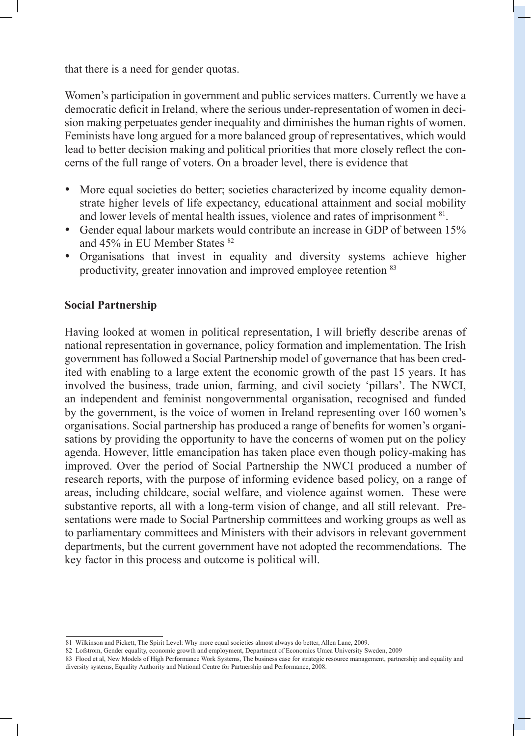that there is a need for gender quotas.

Women's participation in government and public services matters. Currently we have a democratic deficit in Ireland, where the serious under-representation of women in decision making perpetuates gender inequality and diminishes the human rights of women. Feminists have long argued for a more balanced group of representatives, which would lead to better decision making and political priorities that more closely reflect the concerns of the full range of voters. On a broader level, there is evidence that

- More equal societies do better; societies characterized by income equality demonstrate higher levels of life expectancy, educational attainment and social mobility and lower levels of mental health issues, violence and rates of imprisonment [81].
- Gender equal labour markets would contribute an increase in GDP of between 15% and 45% in EU Member States [82]
- Organisations that invest in equality and diversity systems achieve higher productivity, greater innovation and improved employee retention [83]

**Social Partnership**

Having looked at women in political representation, I will briefly describe arenas of national representation in governance, policy formation and implementation. The Irish government has followed a Social Partnership model of governance that has been credited with enabling to a large extent the economic growth of the past 15 years. It has involved the business, trade union, farming, and civil society 'pillars'. The NWCI, an independent and feminist nongovernmental organisation, recognised and funded by the government, is the voice of women in Ireland representing over 160 women's organisations. Social partnership has produced a range of benefits for women's organisations by providing the opportunity to have the concerns of women put on the policy agenda. However, little emancipation has taken place even though policy-making has improved. Over the period of Social Partnership the NWCI produced a number of research reports, with the purpose of informing evidence based policy, on a range of areas, including childcare, social welfare, and violence against women. These were substantive reports, all with a long-term vision of change, and all still relevant. Presentations were made to Social Partnership committees and working groups as well as to parliamentary committees and Ministers with their advisors in relevant government departments, but the current government have not adopted the recommendations. The key factor in this process and outcome is political will.

81 Wilkinson and Pickett, The Spirit Level: Why more equal societies almost always do better, Allen Lane, 2009.

82 Lofstrom, Gender equality, economic growth and employment, Department of Economics Umea University Sweden, 2009

83 Flood et al, New Models of High Performance Work Systems, The business case for strategic resource management, partnership and equality and diversity systems, Equality Authority and National Centre for Partnership and Performance, 2008.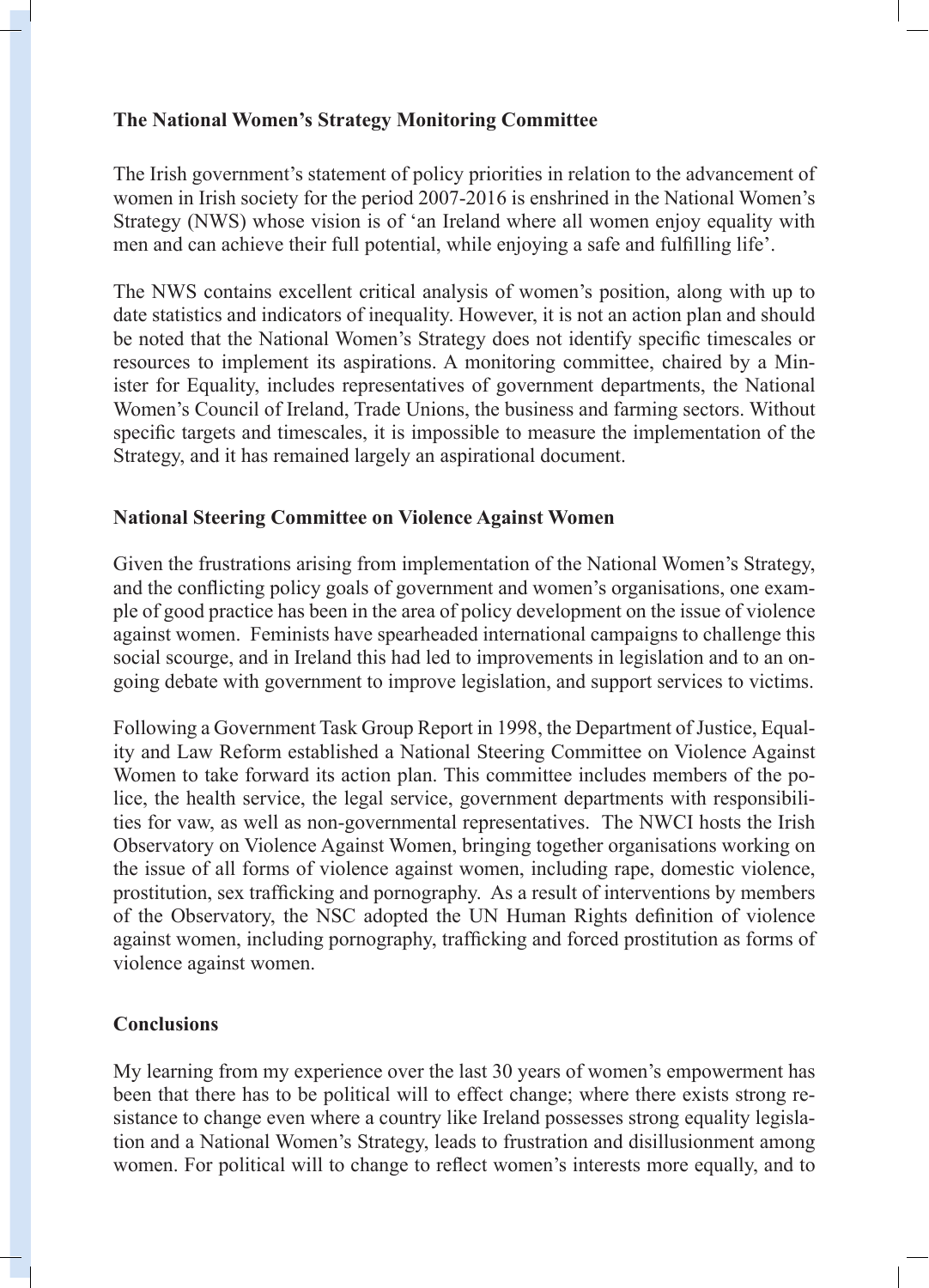**The National Women's Strategy Monitoring Committee**

The Irish government's statement of policy priorities in relation to the advancement of women in Irish society for the period 2007-2016 is enshrined in the National Women's Strategy (NWS) whose vision is of 'an Ireland where all women enjoy equality with men and can achieve their full potential, while enjoying a safe and fulfilling life'.

The NWS contains excellent critical analysis of women's position, along with up to date statistics and indicators of inequality. However, it is not an action plan and should be noted that the National Women's Strategy does not identify specific timescales or resources to implement its aspirations. A monitoring committee, chaired by a Minister for Equality, includes representatives of government departments, the National Women's Council of Ireland, Trade Unions, the business and farming sectors. Without specific targets and timescales, it is impossible to measure the implementation of the Strategy, and it has remained largely an aspirational document.

**National Steering Committee on Violence Against Women**

Given the frustrations arising from implementation of the National Women's Strategy, and the conflicting policy goals of government and women's organisations, one example of good practice has been in the area of policy development on the issue of violence against women. Feminists have spearheaded international campaigns to challenge this social scourge, and in Ireland this had led to improvements in legislation and to an ongoing debate with government to improve legislation, and support services to victims.

Following a Government Task Group Report in 1998, the Department of Justice, Equality and Law Reform established a National Steering Committee on Violence Against Women to take forward its action plan. This committee includes members of the police, the health service, the legal service, government departments with responsibilities for vaw, as well as non-governmental representatives. The NWCI hosts the Irish Observatory on Violence Against Women, bringing together organisations working on the issue of all forms of violence against women, including rape, domestic violence, prostitution, sex trafficking and pornography. As a result of interventions by members of the Observatory, the NSC adopted the UN Human Rights definition of violence against women, including pornography, trafficking and forced prostitution as forms of violence against women.

**Conclusions**

My learning from my experience over the last 30 years of women's empowerment has been that there has to be political will to effect change; where there exists strong resistance to change even where a country like Ireland possesses strong equality legislation and a National Women's Strategy, leads to frustration and disillusionment among women. For political will to change to reflect women's interests more equally, and to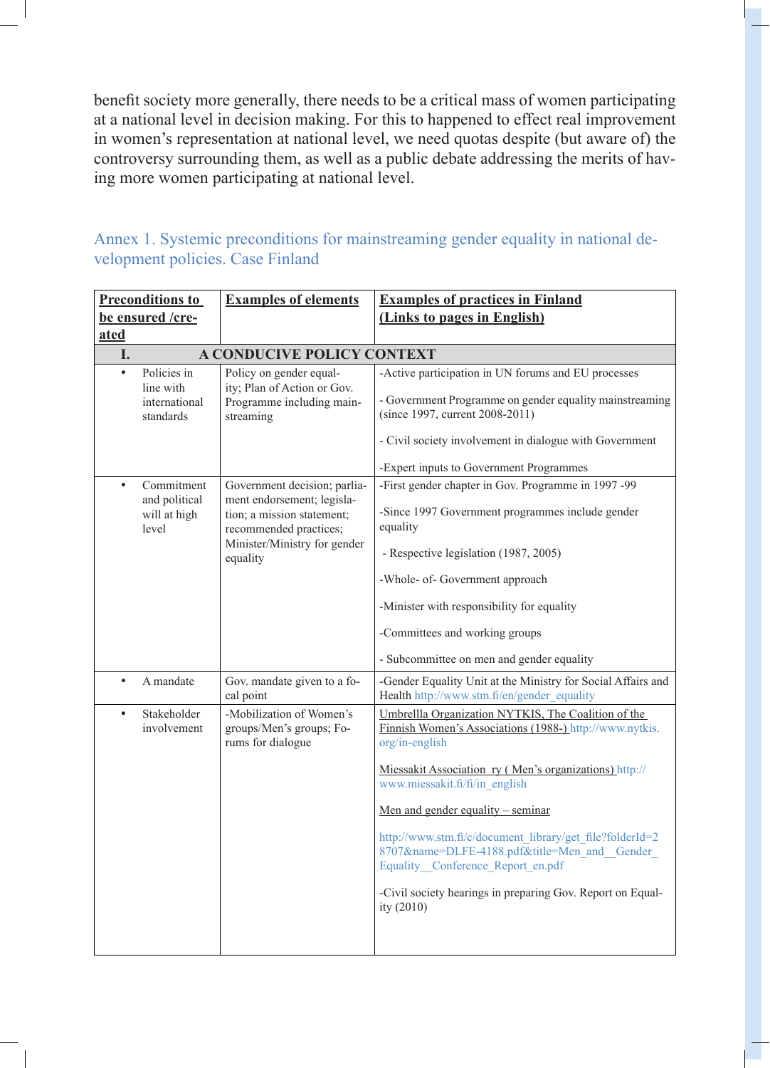benefit society more generally, there needs to be a critical mass of women participating at a national level in decision making. For this to happened to effect real improvement in women's representation at national level, we need quotas despite (but aware of) the controversy surrounding them, as well as a public debate addressing the merits of having more women participating at national level.

## Annex 1. Systemic preconditions for mainstreaming gender equality in national development policies. Case Finland

| Preconditions to be ensured /created | Examples of elements | Examples of practices in Finland (Links to pages in English) |
|---|---|---|
| **I. A CONDUCIVE POLICY CONTEXT** | | |
| • Policies in line with international standards | Policy on gender equality; Plan of Action or Gov. Programme including mainstreaming | -Active participation in UN forums and EU processes<br><br>- Government Programme on gender equality mainstreaming (since 1997, current 2008-2011)<br><br>- Civil society involvement in dialogue with Government<br><br>-Expert inputs to Government Programmes |
| • Commitment and political will at high level | Government decision; parliament endorsement; legislation; a mission statement; recommended practices; Minister/Ministry for gender equality | -First gender chapter in Gov. Programme in 1997 -99<br><br>-Since 1997 Government programmes include gender equality<br><br>- Respective legislation (1987, 2005)<br><br>-Whole- of- Government approach<br><br>-Minister with responsibility for equality<br><br>-Committees and working groups<br><br>- Subcommittee on men and gender equality |
| • A mandate | Gov. mandate given to a focal point | -Gender Equality Unit at the Ministry for Social Affairs and Health http://www.stm.fi/en/gender_equality |
| • Stakeholder involvement | -Mobilization of Women's groups/Men's groups; Forums for dialogue | Umbrellla Organization NYTKIS, The Coalition of the Finnish Women's Associations (1988-) http://www.nytkis.org/in-english<br><br>Miessakit Association ry ( Men's organizations) http://www.miessakit.fi/fi/in_english<br><br>Men and gender equality – seminar<br><br>http://www.stm.fi/c/document_library/get_file?folderId=28707&name=DLFE-4188.pdf&title=Men_and__Gender_Equality__Conference_Report_en.pdf<br><br>-Civil society hearings in preparing Gov. Report on Equality (2010) |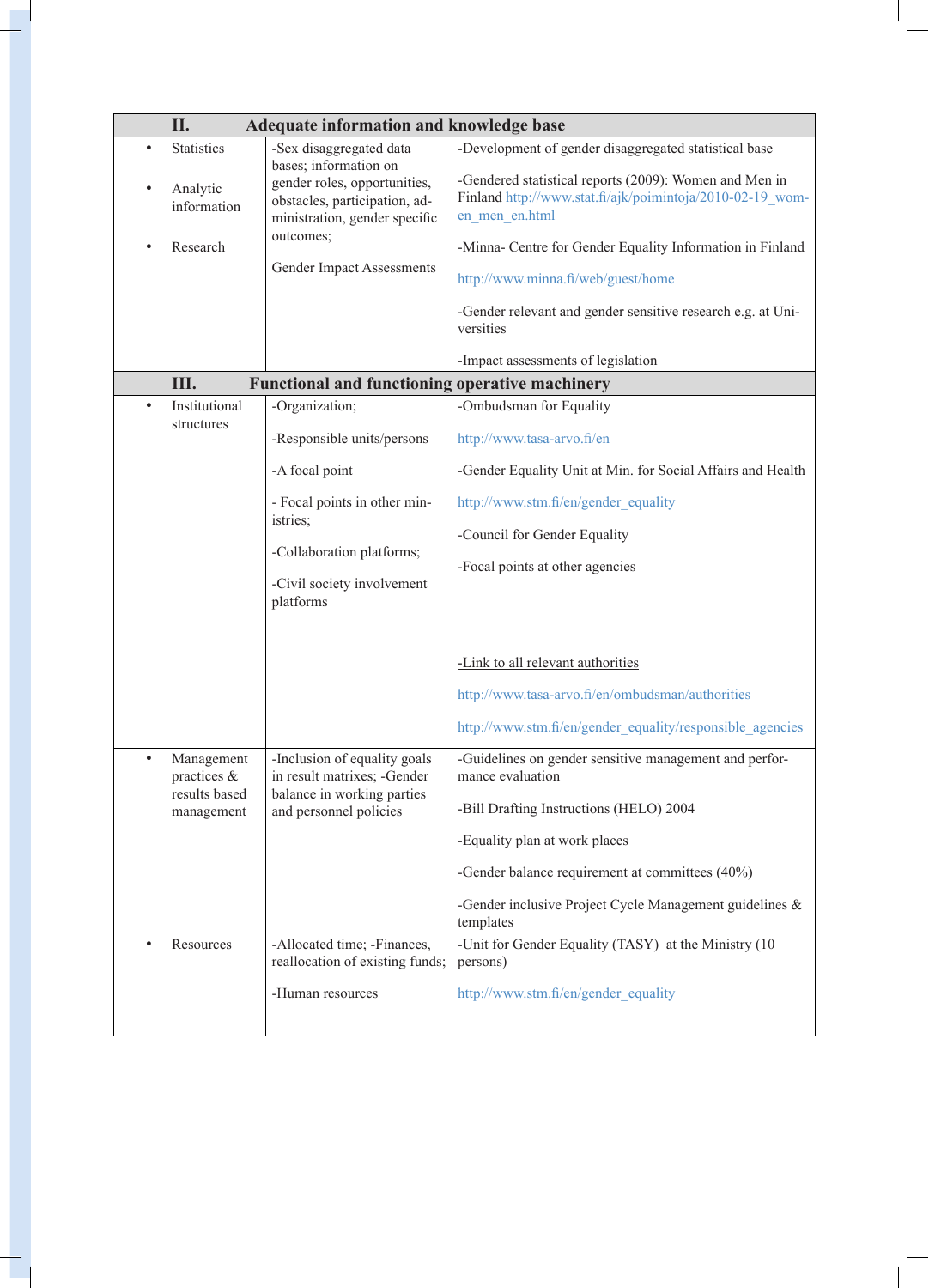| II. Adequate information and knowledge base | | |
|---|---|---|
| • Statistics<br>• Analytic information<br>• Research | -Sex disaggregated data bases; information on gender roles, opportunities, obstacles, participation, administration, gender specific outcomes;<br><br>Gender Impact Assessments | -Development of gender disaggregated statistical base<br><br>-Gendered statistical reports (2009): Women and Men in Finland http://www.stat.fi/ajk/poimintoja/2010-02-19_women_men_en.html<br><br>-Minna- Centre for Gender Equality Information in Finland<br><br>http://www.minna.fi/web/guest/home<br><br>-Gender relevant and gender sensitive research e.g. at Universities<br><br>-Impact assessments of legislation |
| **III. Functional and functioning operative machinery** | | |
| • Institutional structures | -Organization;<br><br>-Responsible units/persons<br><br>-A focal point<br><br>- Focal points in other ministries;<br><br>-Collaboration platforms;<br><br>-Civil society involvement platforms | -Ombudsman for Equality<br><br>http://www.tasa-arvo.fi/en<br><br>-Gender Equality Unit at Min. for Social Affairs and Health<br><br>http://www.stm.fi/en/gender_equality<br><br>-Council for Gender Equality<br><br>-Focal points at other agencies<br><br>-Link to all relevant authorities<br><br>http://www.tasa-arvo.fi/en/ombudsman/authorities<br><br>http://www.stm.fi/en/gender_equality/responsible_agencies |
| • Management practices & results based management | -Inclusion of equality goals in result matrixes; -Gender balance in working parties and personnel policies | -Guidelines on gender sensitive management and performance evaluation<br><br>-Bill Drafting Instructions (HELO) 2004<br><br>-Equality plan at work places<br><br>-Gender balance requirement at committees (40%)<br><br>-Gender inclusive Project Cycle Management guidelines & templates |
| • Resources | -Allocated time; -Finances, reallocation of existing funds;<br><br>-Human resources | -Unit for Gender Equality (TASY) at the Ministry (10 persons)<br><br>http://www.stm.fi/en/gender_equality |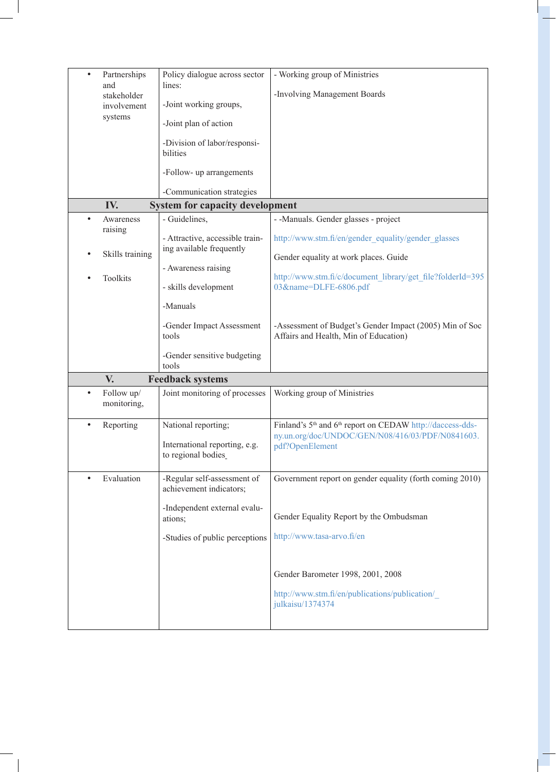| | | |
|---|---|---|
| • Partnerships and stakeholder involvement systems | Policy dialogue across sector lines:<br><br>-Joint working groups,<br><br>-Joint plan of action<br><br>-Division of labor/responsibilities<br><br>-Follow- up arrangements<br><br>-Communication strategies | - Working group of Ministries<br><br>-Involving Management Boards |
| **IV. System for capacity development** | | |
| • Awareness raising<br><br>• Skills training<br><br>• Toolkits | - Guidelines,<br><br>- Attractive, accessible training available frequently<br><br>- Awareness raising<br><br>- skills development<br><br>-Manuals<br><br>-Gender Impact Assessment tools<br><br>-Gender sensitive budgeting tools | - -Manuals. Gender glasses - project<br><br>http://www.stm.fi/en/gender_equality/gender_glasses<br><br>Gender equality at work places. Guide<br><br>http://www.stm.fi/c/document_library/get_file?folderId=39503&name=DLFE-6806.pdf<br><br>-Assessment of Budget's Gender Impact (2005) Min of Soc Affairs and Health, Min of Education) |
| **V. Feedback systems** | | |
| • Follow up/ monitoring, | Joint monitoring of processes | Working group of Ministries |
| • Reporting | National reporting;<br><br>International reporting, e.g. to regional bodies | Finland's 5th and 6th report on CEDAW http://daccess-dds-ny.un.org/doc/UNDOC/GEN/N08/416/03/PDF/N0841603.pdf?OpenElement |
| • Evaluation | -Regular self-assessment of achievement indicators;<br><br>-Independent external evaluations;<br><br>-Studies of public perceptions | Government report on gender equality (forth coming 2010)<br><br>Gender Equality Report by the Ombudsman<br><br>http://www.tasa-arvo.fi/en<br><br>Gender Barometer 1998, 2001, 2008<br><br>http://www.stm.fi/en/publications/publication/_julkaisu/1374374 |